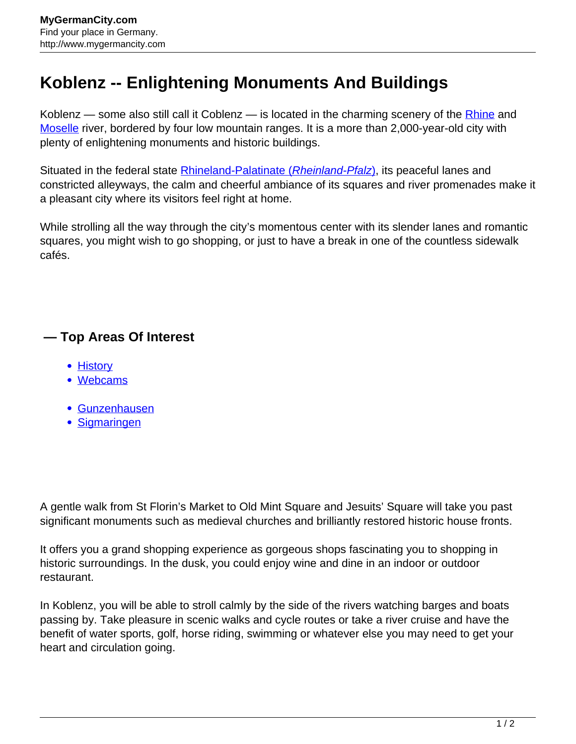# Koblenz -- Enlightening Monuments And Buildings

Koblenz — some also still call it Coblenz — is located in the charming scenery of the Rhine and Moselle river, bordered by four low mountain ranges. It is a more than 2,000-year-old city with plenty of enlightening monuments and historic buildings.

Situated in the federal state Rhineland-Palatinate (*Rheinland-Pfalz*), its peaceful lanes and constricted alleyways, the calm and cheerful ambiance of its squares and river promenades make it a pleasant city where its visitors feel right at home.

While strolling all the way through the city's momentous center with its slender lanes and romantic squares, you might wish to go shopping, or just to have a break in one of the countless sidewalk cafés.

### — Top Areas Of Interest

- History
- Webcams

- Gunzenhausen
- Sigmaringen

A gentle walk from St Florin's Market to Old Mint Square and Jesuits' Square will take you past significant monuments such as medieval churches and brilliantly restored historic house fronts.

It offers you a grand shopping experience as gorgeous shops fascinating you to shopping in historic surroundings. In the dusk, you could enjoy wine and dine in an indoor or outdoor restaurant.

In Koblenz, you will be able to stroll calmly by the side of the rivers watching barges and boats passing by. Take pleasure in scenic walks and cycle routes or take a river cruise and have the benefit of water sports, golf, horse riding, swimming or whatever else you may need to get your heart and circulation going.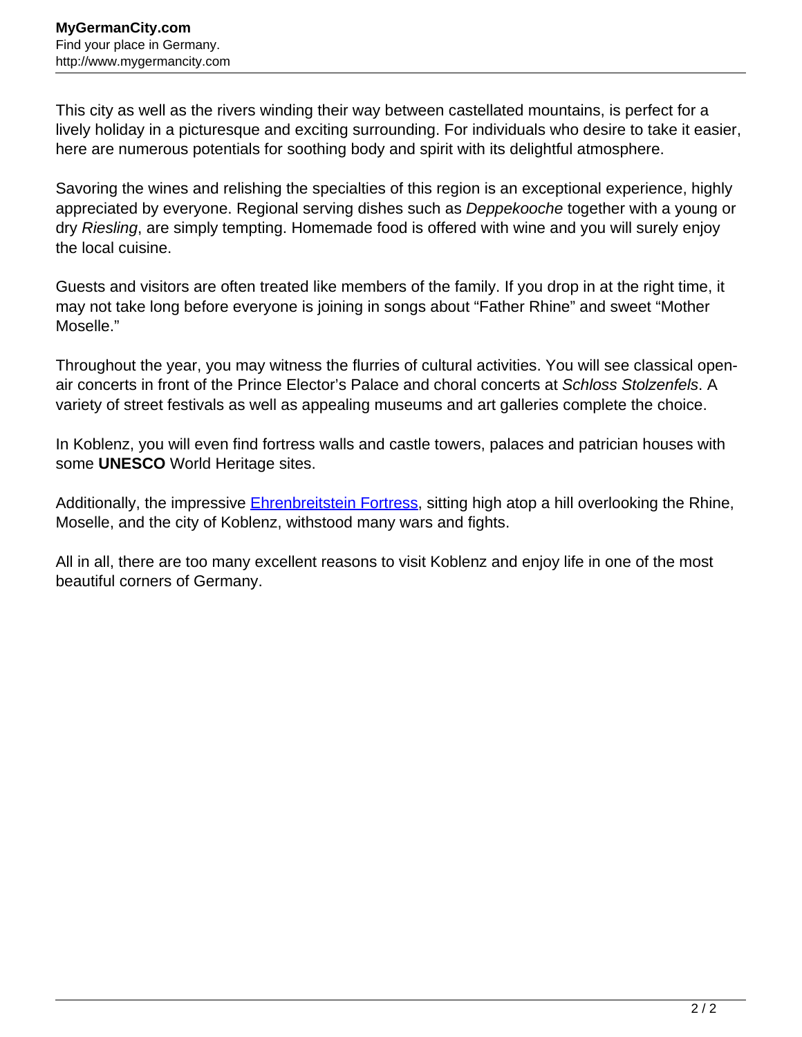This city as well as the rivers winding their way between castellated mountains, is perfect for a lively holiday in a picturesque and exciting surrounding. For individuals who desire to take it easier, here are numerous potentials for soothing body and spirit with its delightful atmosphere.

Savoring the wines and relishing the specialties of this region is an exceptional experience, highly appreciated by everyone. Regional serving dishes such as *Deppekooche* together with a young or dry *Riesling*, are simply tempting. Homemade food is offered with wine and you will surely enjoy the local cuisine.

Guests and visitors are often treated like members of the family. If you drop in at the right time, it may not take long before everyone is joining in songs about “Father Rhine” and sweet “Mother Moselle.”

Throughout the year, you may witness the flurries of cultural activities. You will see classical open-air concerts in front of the Prince Elector’s Palace and choral concerts at *Schloss Stolzenfels*. A variety of street festivals as well as appealing museums and art galleries complete the choice.

In Koblenz, you will even find fortress walls and castle towers, palaces and patrician houses with some **UNESCO** World Heritage sites.

Additionally, the impressive Ehrenbreitstein Fortress, sitting high atop a hill overlooking the Rhine, Moselle, and the city of Koblenz, withstood many wars and fights.

All in all, there are too many excellent reasons to visit Koblenz and enjoy life in one of the most beautiful corners of Germany.